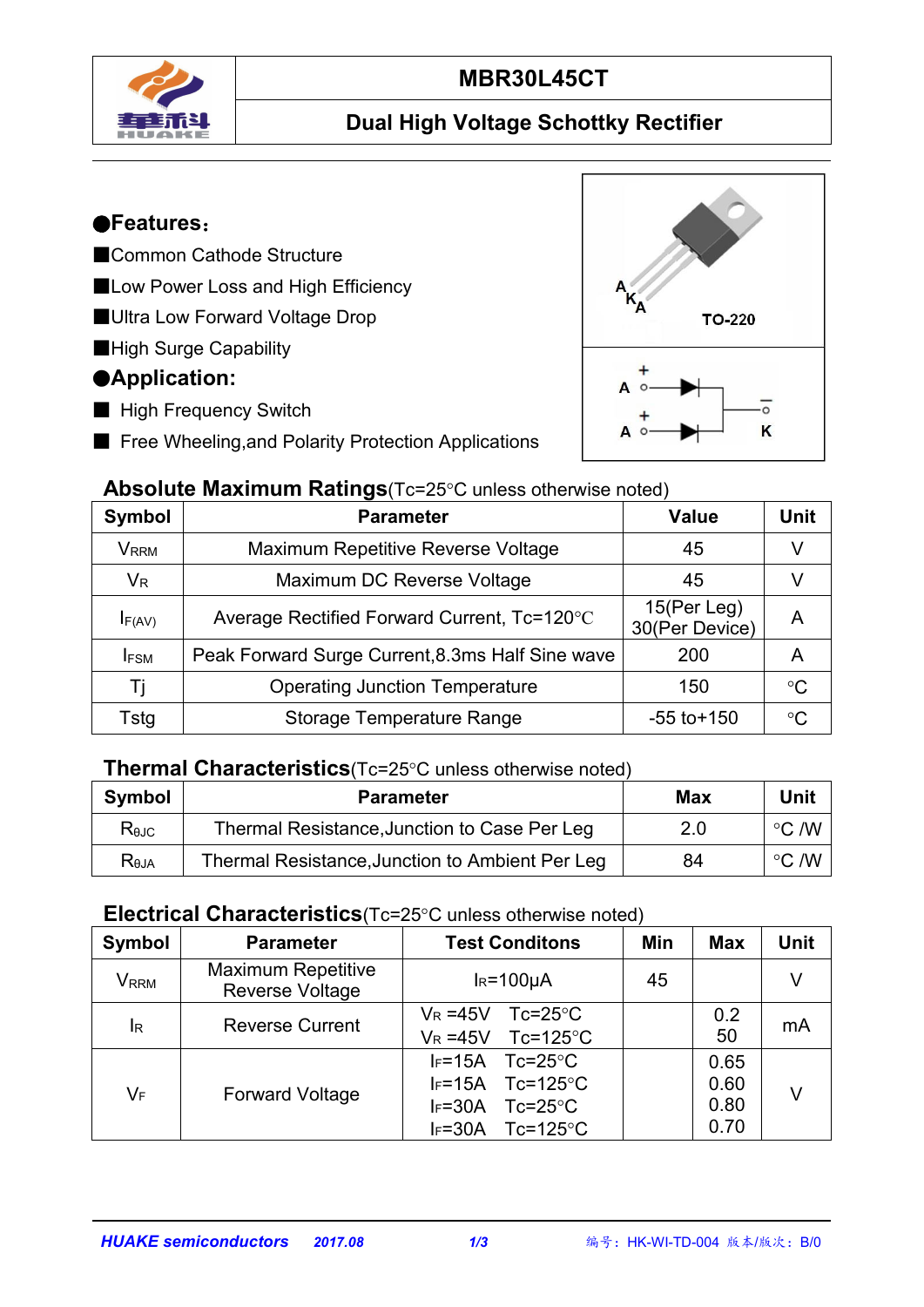# MBR30L45CT

## Dual High Voltage Schottky Rectifier

### ●Features:

- ■Common Cathode Structure
- ■Low Power Loss and High Efficiency
- ■Ultra Low Forward Voltage Drop
- ■High Surge Capability

### ●Application:

- ■ High Frequency Switch
- ■ Free Wheeling,and Polarity Protection Applications

A K A TO-220

### Absolute Maximum Ratings(Tc=25°C unless otherwise noted)

| Symbol | Parameter | Value | Unit |
|---|---|---|---|
| $V_{RRM}$ | Maximum Repetitive Reverse Voltage | 45 | V |
| $V_R$ | Maximum DC Reverse Voltage | 45 | V |
| $I_{F(AV)}$ | Average Rectified Forward Current, Tc=120°C | 15(Per Leg) 30(Per Device) | A |
| $I_{FSM}$ | Peak Forward Surge Current,8.3ms Half Sine wave | 200 | A |
| Tj | Operating Junction Temperature | 150 | °C |
| Tstg | Storage Temperature Range | -55 to+150 | °C |

### Thermal Characteristics(Tc=25°C unless otherwise noted)

| Symbol | Parameter | Max | Unit |
|---|---|---|---|
| $R_{\theta JC}$ | Thermal Resistance,Junction to Case Per Leg | 2.0 | °C /W |
| $R_{\theta JA}$ | Thermal Resistance,Junction to Ambient Per Leg | 84 | °C /W |

### Electrical Characteristics(Tc=25°C unless otherwise noted)

| Symbol | Parameter | Test Conditons | Min | Max | Unit |
|---|---|---|---|---|---|
| $V_{RRM}$ | Maximum Repetitive Reverse Voltage | $I_R$=100μA | 45 | | V |
| $I_R$ | Reverse Current | $V_R$ =45V Tc=25°C<br>$V_R$ =45V Tc=125°C | | 0.2<br>50 | mA |
| $V_F$ | Forward Voltage | $I_F$=15A Tc=25°C<br>$I_F$=15A Tc=125°C<br>$I_F$=30A Tc=25°C<br>$I_F$=30A Tc=125°C | | 0.65<br>0.60<br>0.80<br>0.70 | V |

HUAKE semiconductors 2017.08 编号：HK-WI-TD-004 版本/版次：B/0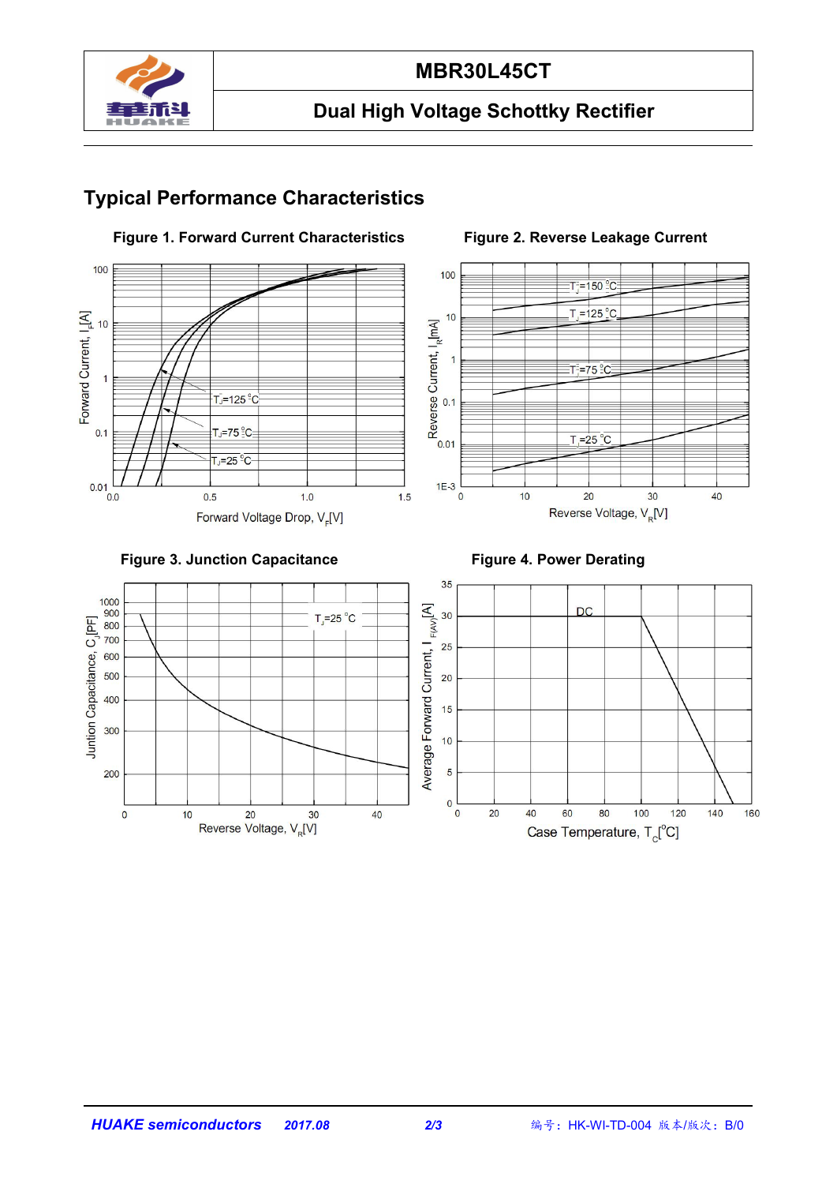## Typical Performance Characteristics

**Figure 1. Forward Current Characteristics**

**Figure 2. Reverse Leakage Current**

**Figure 3. Junction Capacitance**

**Figure 4. Power Derating**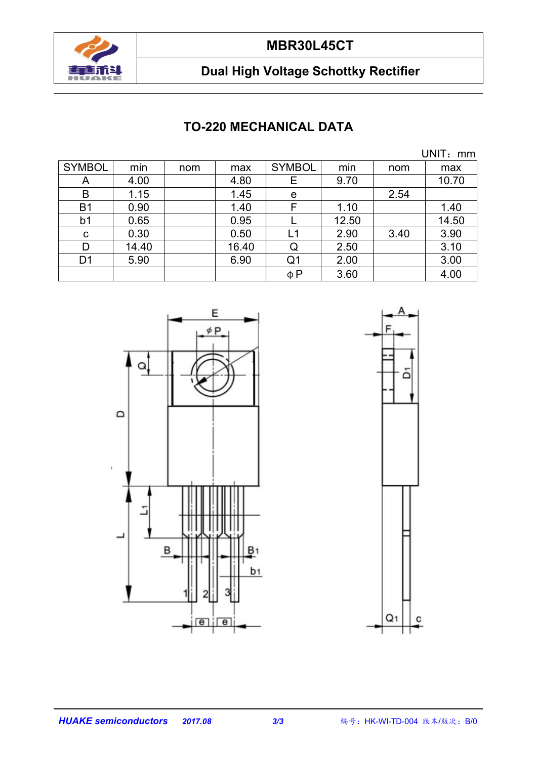# MBR30L45CT

## Dual High Voltage Schottky Rectifier

## TO-220 MECHANICAL DATA

UNIT：mm

| SYMBOL | min | nom | max | SYMBOL | min | nom | max |
|---|---|---|---|---|---|---|---|
| A | 4.00 | | 4.80 | E | 9.70 | | 10.70 |
| B | 1.15 | | 1.45 | e | | 2.54 | |
| B1 | 0.90 | | 1.40 | F | 1.10 | | 1.40 |
| b1 | 0.65 | | 0.95 | L | 12.50 | | 14.50 |
| c | 0.30 | | 0.50 | L1 | 2.90 | 3.40 | 3.90 |
| D | 14.40 | | 16.40 | Q | 2.50 | | 3.10 |
| D1 | 5.90 | | 6.90 | Q1 | 2.00 | | 3.00 |
| | | | | ϕP | 3.60 | | 4.00 |

E

ϕP

Q

D

L1

L

B

B1

b1

1 2 3

e e

A

F

D1

Q1

c